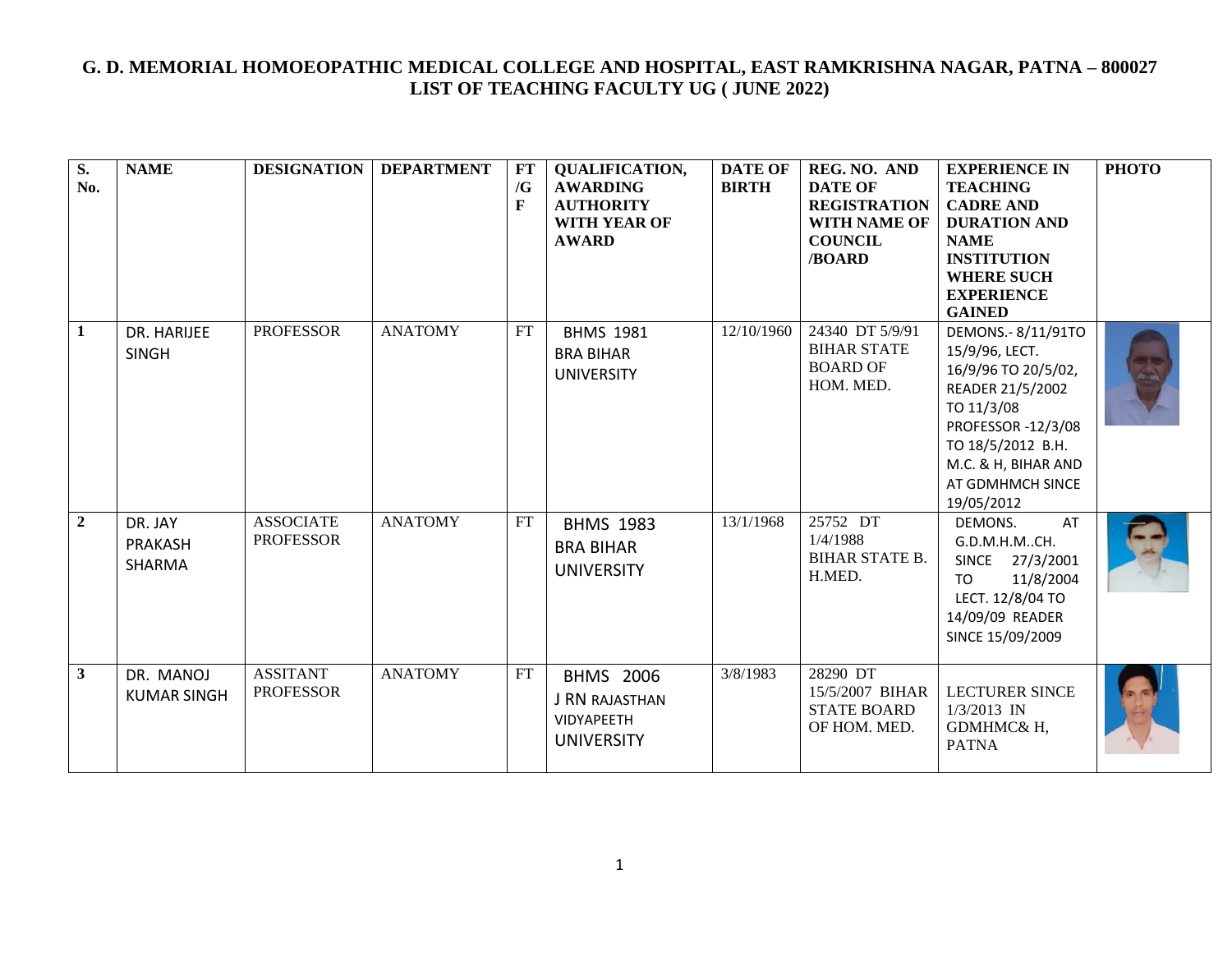# G. D. MEMORIAL HOMOEOPATHIC MEDICAL COLLEGE AND HOSPITAL, EAST RAMKRISHNA NAGAR, PATNA – 800027
## LIST OF TEACHING FACULTY UG ( JUNE 2022)

| S. No. | NAME | DESIGNATION | DEPARTMENT | FT /GF | QUALIFICATION, AWARDING AUTHORITY WITH YEAR OF AWARD | DATE OF BIRTH | REG. NO. AND DATE OF REGISTRATION WITH NAME OF COUNCIL /BOARD | EXPERIENCE IN TEACHING CADRE AND DURATION AND NAME INSTITUTION WHERE SUCH EXPERIENCE GAINED | PHOTO |
|---|---|---|---|---|---|---|---|---|---|
| 1 | DR. HARIJEE SINGH | PROFESSOR | ANATOMY | FT | BHMS 1981 BRA BIHAR UNIVERSITY | 12/10/1960 | 24340 DT 5/9/91 BIHAR STATE BOARD OF HOM. MED. | DEMONS.- 8/11/91TO 15/9/96, LECT. 16/9/96 TO 20/5/02, READER 21/5/2002 TO 11/3/08 PROFESSOR -12/3/08 TO 18/5/2012 B.H. M.C. & H, BIHAR AND AT GDMHMCH SINCE 19/05/2012 | |
| 2 | DR. JAY PRAKASH SHARMA | ASSOCIATE PROFESSOR | ANATOMY | FT | BHMS 1983 BRA BIHAR UNIVERSITY | 13/1/1968 | 25752 DT 1/4/1988 BIHAR STATE B. H.MED. | DEMONS. AT G.D.M.H.M..CH. SINCE 27/3/2001 TO 11/8/2004 LECT. 12/8/04 TO 14/09/09 READER SINCE 15/09/2009 | |
| 3 | DR. MANOJ KUMAR SINGH | ASSITANT PROFESSOR | ANATOMY | FT | BHMS 2006 J RN RAJASTHAN VIDYAPEETH UNIVERSITY | 3/8/1983 | 28290 DT 15/5/2007 BIHAR STATE BOARD OF HOM. MED. | LECTURER SINCE 1/3/2013 IN GDMHMC& H, PATNA | |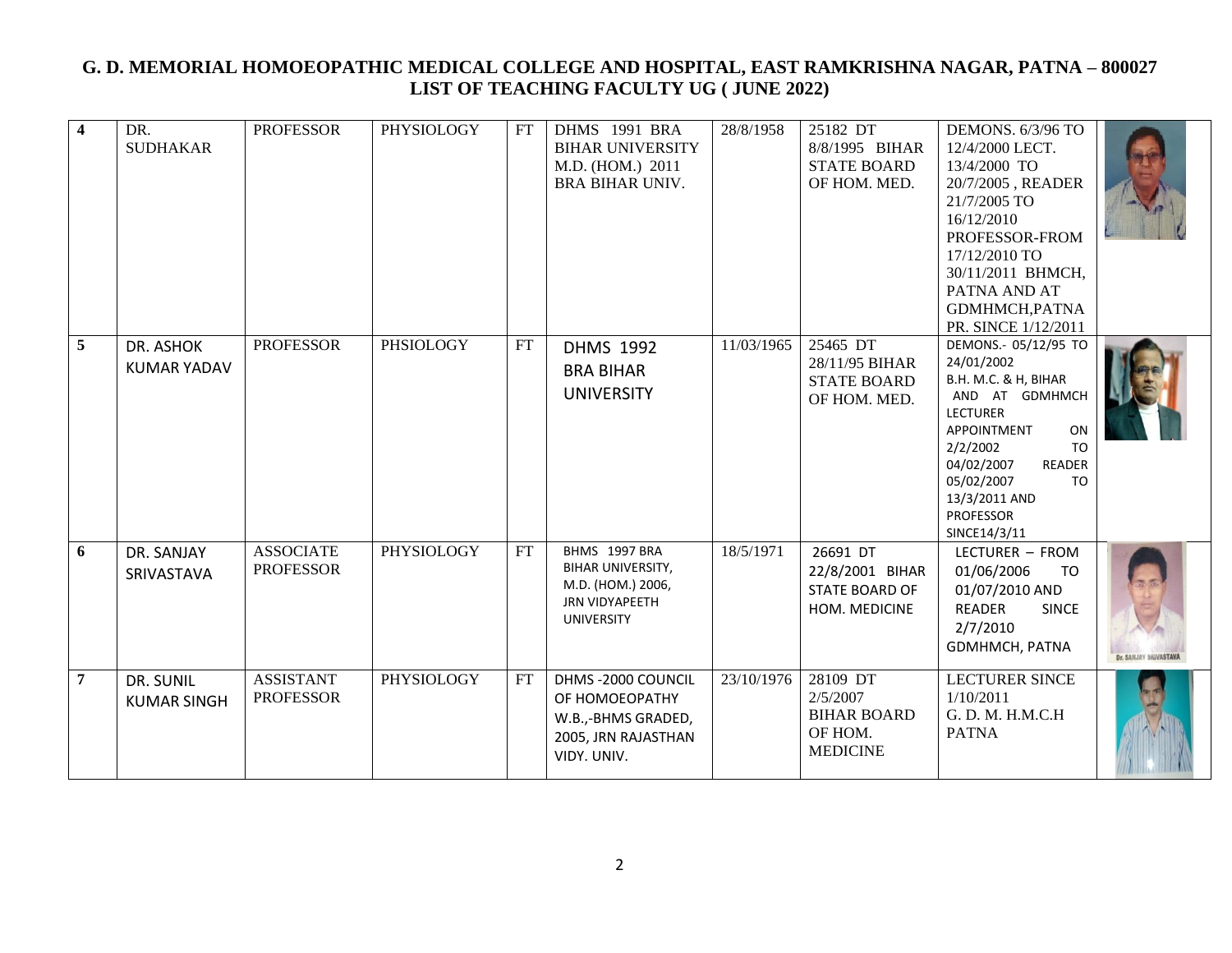# G. D. MEMORIAL HOMOEOPATHIC MEDICAL COLLEGE AND HOSPITAL, EAST RAMKRISHNA NAGAR, PATNA – 800027

## LIST OF TEACHING FACULTY UG ( JUNE 2022)

| | | | | | | | | | |
|---|---|---|---|---|---|---|---|---|---|
| 4 | DR. SUDHAKAR | PROFESSOR | PHYSIOLOGY | FT | DHMS 1991 BRA BIHAR UNIVERSITY M.D. (HOM.) 2011 BRA BIHAR UNIV. | 28/8/1958 | 25182 DT 8/8/1995 BIHAR STATE BOARD OF HOM. MED. | DEMONS. 6/3/96 TO 12/4/2000 LECT. 13/4/2000 TO 20/7/2005 , READER 21/7/2005 TO 16/12/2010 PROFESSOR-FROM 17/12/2010 TO 30/11/2011 BHMCH, PATNA AND AT GDMHMCH,PATNA PR. SINCE 1/12/2011 | |
| 5 | DR. ASHOK KUMAR YADAV | PROFESSOR | PHSIOLOGY | FT | DHMS 1992 BRA BIHAR UNIVERSITY | 11/03/1965 | 25465 DT 28/11/95 BIHAR STATE BOARD OF HOM. MED. | DEMONS.- 05/12/95 TO 24/01/2002 B.H. M.C. & H, BIHAR AND AT GDMHMCH LECTURER APPOINTMENT ON 2/2/2002 TO 04/02/2007 READER 05/02/2007 TO 13/3/2011 AND PROFESSOR SINCE14/3/11 | |
| 6 | DR. SANJAY SRIVASTAVA | ASSOCIATE PROFESSOR | PHYSIOLOGY | FT | BHMS 1997 BRA BIHAR UNIVERSITY, M.D. (HOM.) 2006, JRN VIDYAPEETH UNIVERSITY | 18/5/1971 | 26691 DT 22/8/2001 BIHAR STATE BOARD OF HOM. MEDICINE | LECTURER – FROM 01/06/2006 TO 01/07/2010 AND READER SINCE 2/7/2010 GDMHMCH, PATNA | Dr. SANJAY SRIVASTAVA |
| 7 | DR. SUNIL KUMAR SINGH | ASSISTANT PROFESSOR | PHYSIOLOGY | FT | DHMS -2000 COUNCIL OF HOMOEOPATHY W.B.,-BHMS GRADED, 2005, JRN RAJASTHAN VIDY. UNIV. | 23/10/1976 | 28109 DT 2/5/2007 BIHAR BOARD OF HOM. MEDICINE | LECTURER SINCE 1/10/2011 G. D. M. H.M.C.H PATNA | |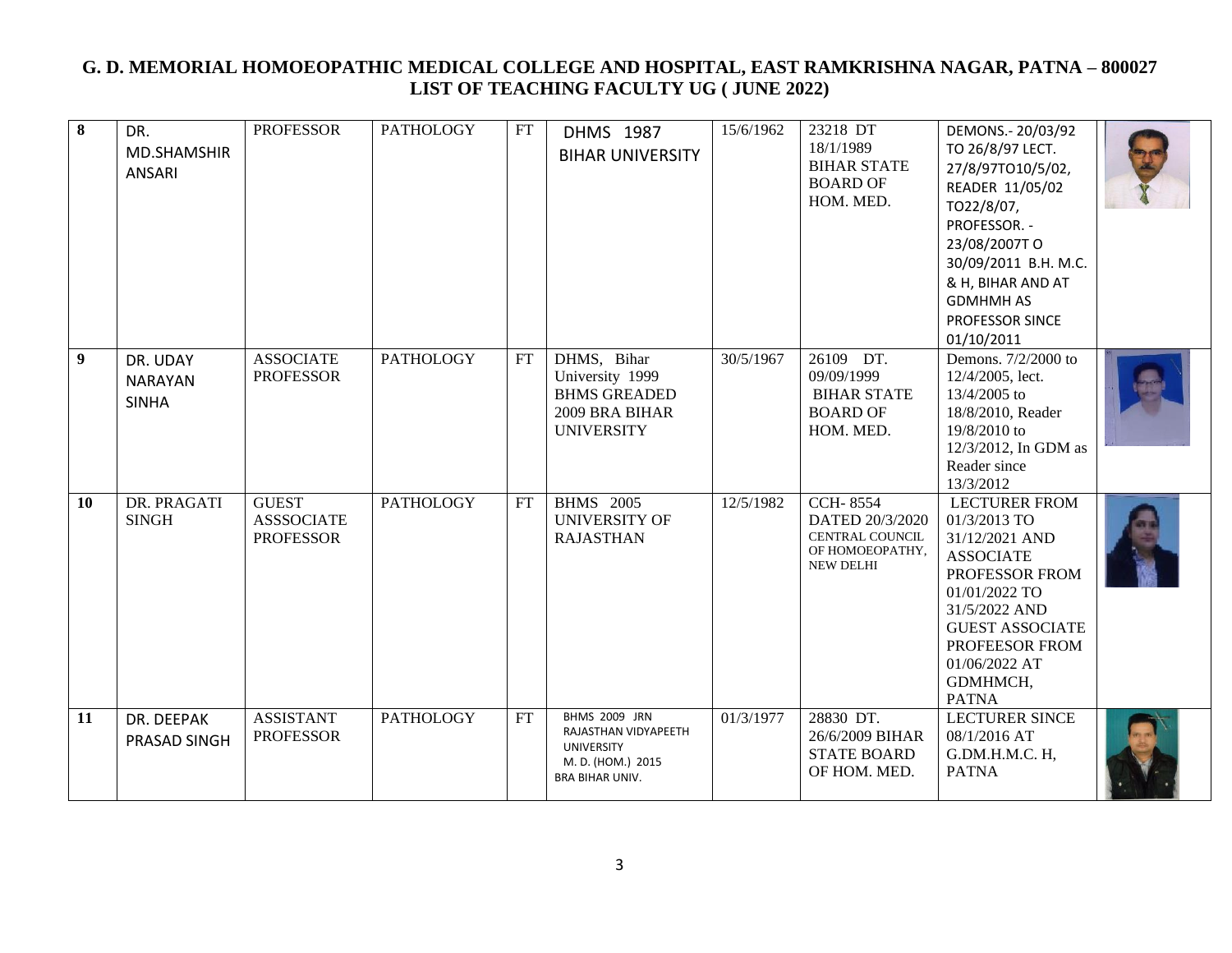# G. D. MEMORIAL HOMOEOPATHIC MEDICAL COLLEGE AND HOSPITAL, EAST RAMKRISHNA NAGAR, PATNA – 800027
## LIST OF TEACHING FACULTY UG ( JUNE 2022)

| | | | | | | | | | |
|---|---|---|---|---|---|---|---|---|---|
| 8 | DR. MD.SHAMSHIR ANSARI | PROFESSOR | PATHOLOGY | FT | DHMS 1987 BIHAR UNIVERSITY | 15/6/1962 | 23218 DT 18/1/1989 BIHAR STATE BOARD OF HOM. MED. | DEMONS.- 20/03/92 TO 26/8/97 LECT. 27/8/97TO10/5/02, READER 11/05/02 TO22/8/07, PROFESSOR. - 23/08/2007T O 30/09/2011 B.H. M.C. & H, BIHAR AND AT GDMHMH AS PROFESSOR SINCE 01/10/2011 | |
| 9 | DR. UDAY NARAYAN SINHA | ASSOCIATE PROFESSOR | PATHOLOGY | FT | DHMS, Bihar University 1999 BHMS GREADED 2009 BRA BIHAR UNIVERSITY | 30/5/1967 | 26109 DT. 09/09/1999 BIHAR STATE BOARD OF HOM. MED. | Demons. 7/2/2000 to 12/4/2005, lect. 13/4/2005 to 18/8/2010, Reader 19/8/2010 to 12/3/2012, In GDM as Reader since 13/3/2012 | |
| 10 | DR. PRAGATI SINGH | GUEST ASSSOCIATE PROFESSOR | PATHOLOGY | FT | BHMS 2005 UNIVERSITY OF RAJASTHAN | 12/5/1982 | CCH- 8554 DATED 20/3/2020 CENTRAL COUNCIL OF HOMOEOPATHY, NEW DELHI | LECTURER FROM 01/3/2013 TO 31/12/2021 AND ASSOCIATE PROFESSOR FROM 01/01/2022 TO 31/5/2022 AND GUEST ASSOCIATE PROFEESOR FROM 01/06/2022 AT GDMHMCH, PATNA | |
| 11 | DR. DEEPAK PRASAD SINGH | ASSISTANT PROFESSOR | PATHOLOGY | FT | BHMS 2009 JRN RAJASTHAN VIDYAPEETH UNIVERSITY M. D. (HOM.) 2015 BRA BIHAR UNIV. | 01/3/1977 | 28830 DT. 26/6/2009 BIHAR STATE BOARD OF HOM. MED. | LECTURER SINCE 08/1/2016 AT G.DM.H.M.C. H, PATNA | |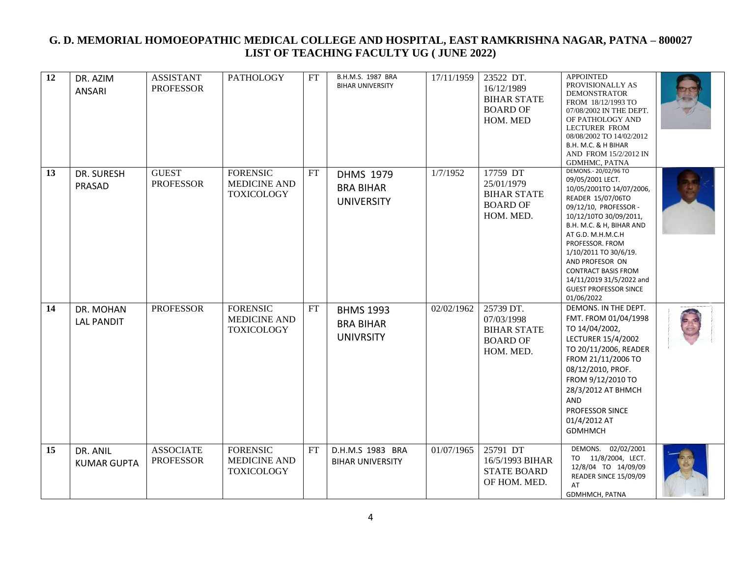# G. D. MEMORIAL HOMOEOPATHIC MEDICAL COLLEGE AND HOSPITAL, EAST RAMKRISHNA NAGAR, PATNA – 800027
## LIST OF TEACHING FACULTY UG ( JUNE 2022)

| | | | | | | | | | |
|---|---|---|---|---|---|---|---|---|---|
| 12 | DR. AZIM ANSARI | ASSISTANT PROFESSOR | PATHOLOGY | FT | B.H.M.S. 1987 BRA BIHAR UNIVERSITY | 17/11/1959 | 23522 DT. 16/12/1989 BIHAR STATE BOARD OF HOM. MED | APPOINTED PROVISIONALLY AS DEMONSTRATOR FROM 18/12/1993 TO 07/08/2002 IN THE DEPT. OF PATHOLOGY AND LECTURER FROM 08/08/2002 TO 14/02/2012 B.H. M.C. & H BIHAR AND FROM 15/2/2012 IN GDMHMC, PATNA | |
| 13 | DR. SURESH PRASAD | GUEST PROFESSOR | FORENSIC MEDICINE AND TOXICOLOGY | FT | DHMS 1979 BRA BIHAR UNIVERSITY | 1/7/1952 | 17759 DT 25/01/1979 BIHAR STATE BOARD OF HOM. MED. | DEMONS.- 20/02/96 TO 09/05/2001 LECT. 10/05/2001TO 14/07/2006, READER 15/07/06TO 09/12/10, PROFESSOR - 10/12/10TO 30/09/2011, B.H. M.C. & H, BIHAR AND AT G.D. M.H.M.C.H PROFESSOR. FROM 1/10/2011 TO 30/6/19. AND PROFESOR ON CONTRACT BASIS FROM 14/11/2019 31/5/2022 and GUEST PROFESSOR SINCE 01/06/2022 | |
| 14 | DR. MOHAN LAL PANDIT | PROFESSOR | FORENSIC MEDICINE AND TOXICOLOGY | FT | BHMS 1993 BRA BIHAR UNIVRSITY | 02/02/1962 | 25739 DT. 07/03/1998 BIHAR STATE BOARD OF HOM. MED. | DEMONS. IN THE DEPT. FMT. FROM 01/04/1998 TO 14/04/2002, LECTURER 15/4/2002 TO 20/11/2006, READER FROM 21/11/2006 TO 08/12/2010, PROF. FROM 9/12/2010 TO 28/3/2012 AT BHMCH AND PROFESSOR SINCE 01/4/2012 AT GDMHMCH | |
| 15 | DR. ANIL KUMAR GUPTA | ASSOCIATE PROFESSOR | FORENSIC MEDICINE AND TOXICOLOGY | FT | D.H.M.S 1983 BRA BIHAR UNIVERSITY | 01/07/1965 | 25791 DT 16/5/1993 BIHAR STATE BOARD OF HOM. MED. | DEMONS. 02/02/2001 TO 11/8/2004, LECT. 12/8/04 TO 14/09/09 READER SINCE 15/09/09 AT GDMHMCH, PATNA | |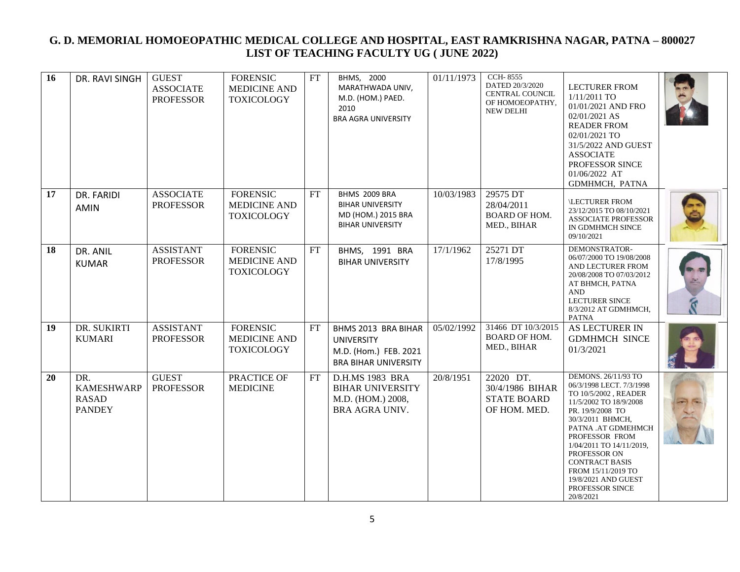# G. D. MEMORIAL HOMOEOPATHIC MEDICAL COLLEGE AND HOSPITAL, EAST RAMKRISHNA NAGAR, PATNA – 800027
## LIST OF TEACHING FACULTY UG ( JUNE 2022)

| | | | | | | | | | |
|---|---|---|---|---|---|---|---|---|---|
| **16** | DR. RAVI SINGH | GUEST ASSOCIATE PROFESSOR | FORENSIC MEDICINE AND TOXICOLOGY | FT | BHMS, 2000 MARATHWADA UNIV, M.D. (HOM.) PAED. 2010 BRA AGRA UNIVERSITY | 01/11/1973 | CCH- 8555 DATED 20/3/2020 CENTRAL COUNCIL OF HOMOEOPATHY, NEW DELHI | LECTURER FROM 1/11/2011 TO 01/01/2021 AND FRO 02/01/2021 AS READER FROM 02/01/2021 TO 31/5/2022 AND GUEST ASSOCIATE PROFESSOR SINCE 01/06/2022 AT GDMHMCH, PATNA | |
| **17** | DR. FARIDI AMIN | ASSOCIATE PROFESSOR | FORENSIC MEDICINE AND TOXICOLOGY | FT | BHMS 2009 BRA BIHAR UNIVERSITY MD (HOM.) 2015 BRA BIHAR UNIVERSITY | 10/03/1983 | 29575 DT 28/04/2011 BOARD OF HOM. MED., BIHAR | \LECTURER FROM 23/12/2015 TO 08/10/2021 ASSOCIATE PROFESSOR IN GDMHMCH SINCE 09/10/2021 | |
| **18** | DR. ANIL KUMAR | ASSISTANT PROFESSOR | FORENSIC MEDICINE AND TOXICOLOGY | FT | BHMS, 1991 BRA BIHAR UNIVERSITY | 17/1/1962 | 25271 DT 17/8/1995 | DEMONSTRATOR- 06/07/2000 TO 19/08/2008 AND LECTURER FROM 20/08/2008 TO 07/03/2012 AT BHMCH, PATNA AND LECTURER SINCE 8/3/2012 AT GDMHMCH, PATNA | |
| **19** | DR. SUKIRTI KUMARI | ASSISTANT PROFESSOR | FORENSIC MEDICINE AND TOXICOLOGY | FT | BHMS 2013 BRA BIHAR UNIVERSITY M.D. (Hom.) FEB. 2021 BRA BIHAR UNIVERSITY | 05/02/1992 | 31466 DT 10/3/2015 BOARD OF HOM. MED., BIHAR | AS LECTURER IN GDMHMCH SINCE 01/3/2021 | |
| **20** | DR. KAMESHWARP RASAD PANDEY | GUEST PROFESSOR | PRACTICE OF MEDICINE | FT | D.H.MS 1983 BRA BIHAR UNIVERSITY M.D. (HOM.) 2008, BRA AGRA UNIV. | 20/8/1951 | 22020 DT. 30/4/1986 BIHAR STATE BOARD OF HOM. MED. | DEMONS. 26/11/93 TO 06/3/1998 LECT. 7/3/1998 TO 10/5/2002 , READER 11/5/2002 TO 18/9/2008 PR. 19/9/2008 TO 30/3/2011 BHMCH, PATNA .AT GDMEHMCH PROFESSOR FROM 1/04/2011 TO 14/11/2019, PROFESSOR ON CONTRACT BASIS FROM 15/11/2019 TO 19/8/2021 AND GUEST PROFESSOR SINCE 20/8/2021 | |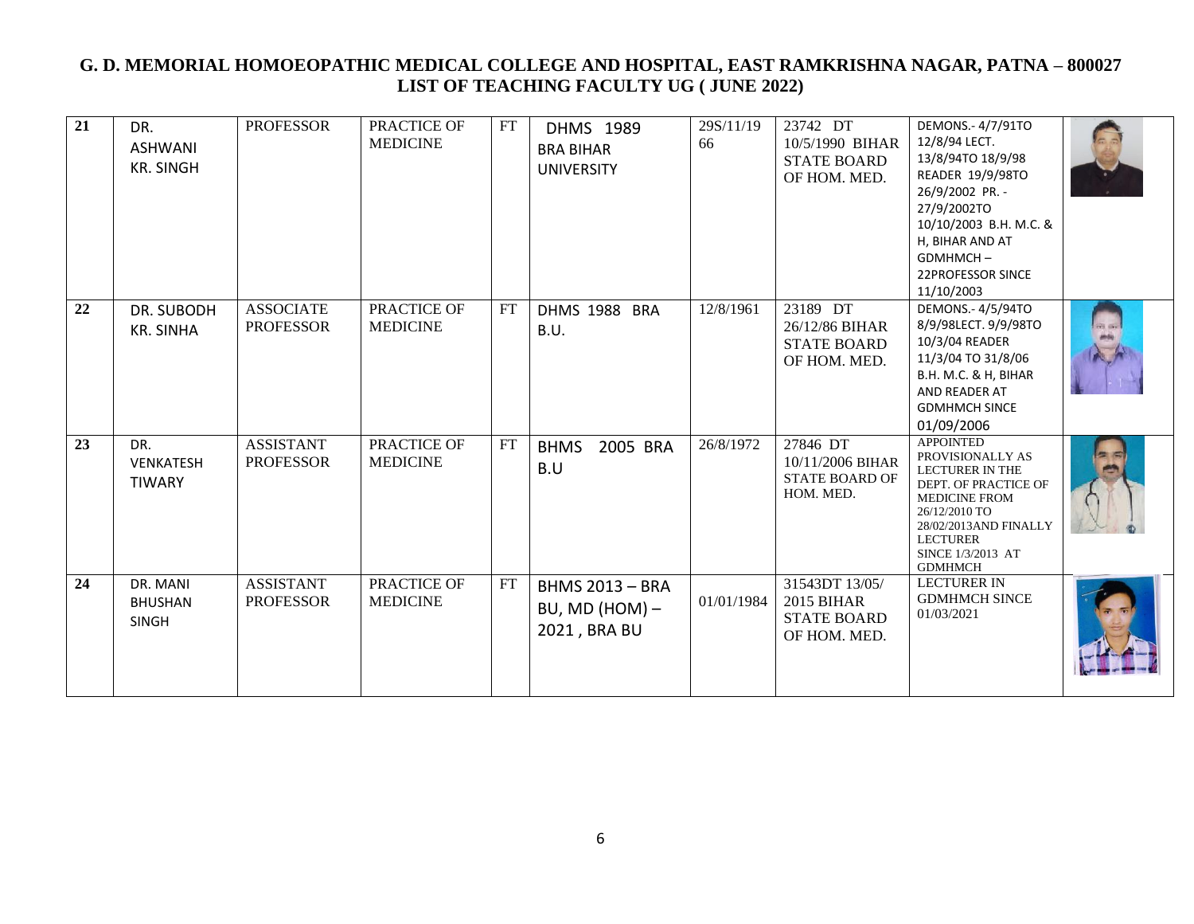# G. D. MEMORIAL HOMOEOPATHIC MEDICAL COLLEGE AND HOSPITAL, EAST RAMKRISHNA NAGAR, PATNA – 800027
## LIST OF TEACHING FACULTY UG ( JUNE 2022)

| | | | | | | | | | |
|---|---|---|---|---|---|---|---|---|---|
| 21 | DR. ASHWANI KR. SINGH | PROFESSOR | PRACTICE OF MEDICINE | FT | DHMS 1989 BRA BIHAR UNIVERSITY | 29S/11/1966 | 23742 DT 10/5/1990 BIHAR STATE BOARD OF HOM. MED. | DEMONS.- 4/7/91TO 12/8/94 LECT. 13/8/94TO 18/9/98 READER 19/9/98TO 26/9/2002 PR. - 27/9/2002TO 10/10/2003 B.H. M.C. & H, BIHAR AND AT GDMHMCH – 22PROFESSOR SINCE 11/10/2003 | |
| 22 | DR. SUBODH KR. SINHA | ASSOCIATE PROFESSOR | PRACTICE OF MEDICINE | FT | DHMS 1988 BRA B.U. | 12/8/1961 | 23189 DT 26/12/86 BIHAR STATE BOARD OF HOM. MED. | DEMONS.- 4/5/94TO 8/9/98LECT. 9/9/98TO 10/3/04 READER 11/3/04 TO 31/8/06 B.H. M.C. & H, BIHAR AND READER AT GDMHMCH SINCE 01/09/2006 | |
| 23 | DR. VENKATESH TIWARY | ASSISTANT PROFESSOR | PRACTICE OF MEDICINE | FT | BHMS 2005 BRA B.U | 26/8/1972 | 27846 DT 10/11/2006 BIHAR STATE BOARD OF HOM. MED. | APPOINTED PROVISIONALLY AS LECTURER IN THE DEPT. OF PRACTICE OF MEDICINE FROM 26/12/2010 TO 28/02/2013AND FINALLY LECTURER SINCE 1/3/2013 AT GDMHMCH | |
| 24 | DR. MANI BHUSHAN SINGH | ASSISTANT PROFESSOR | PRACTICE OF MEDICINE | FT | BHMS 2013 – BRA BU, MD (HOM) – 2021 , BRA BU | 01/01/1984 | 31543DT 13/05/2015 BIHAR STATE BOARD OF HOM. MED. | LECTURER IN GDMHMCH SINCE 01/03/2021 | |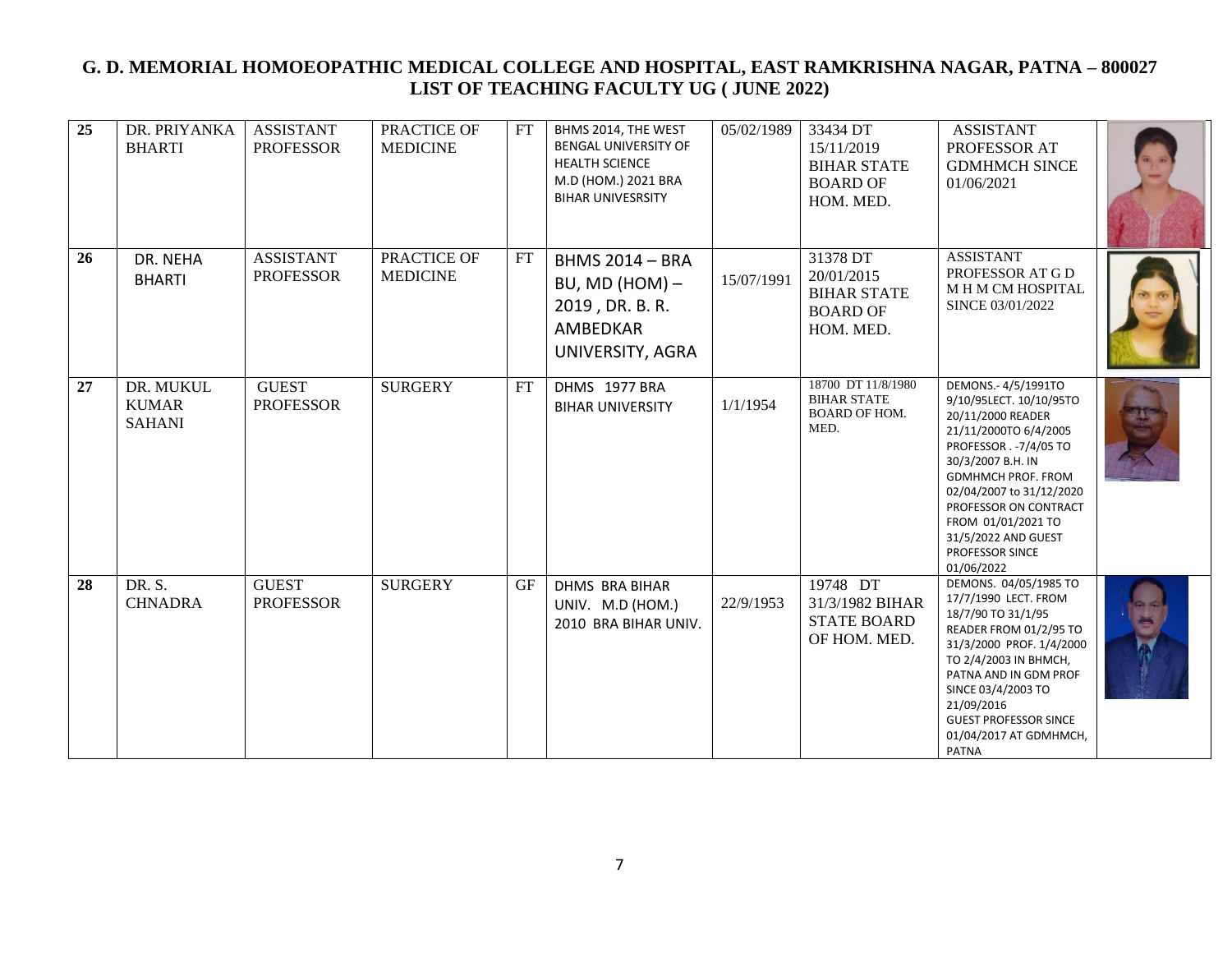# G. D. MEMORIAL HOMOEOPATHIC MEDICAL COLLEGE AND HOSPITAL, EAST RAMKRISHNA NAGAR, PATNA – 800027
## LIST OF TEACHING FACULTY UG ( JUNE 2022)

| | | | | | | | | | |
|---|---|---|---|---|---|---|---|---|---|
| 25 | DR. PRIYANKA BHARTI | ASSISTANT PROFESSOR | PRACTICE OF MEDICINE | FT | BHMS 2014, THE WEST BENGAL UNIVERSITY OF HEALTH SCIENCE M.D (HOM.) 2021 BRA BIHAR UNIVESRSITY | 05/02/1989 | 33434 DT 15/11/2019 BIHAR STATE BOARD OF HOM. MED. | ASSISTANT PROFESSOR AT GDMHMCH SINCE 01/06/2021 | |
| 26 | DR. NEHA BHARTI | ASSISTANT PROFESSOR | PRACTICE OF MEDICINE | FT | BHMS 2014 – BRA BU, MD (HOM) – 2019 , DR. B. R. AMBEDKAR UNIVERSITY, AGRA | 15/07/1991 | 31378 DT 20/01/2015 BIHAR STATE BOARD OF HOM. MED. | ASSISTANT PROFESSOR AT G D M H M CM HOSPITAL SINCE 03/01/2022 | |
| 27 | DR. MUKUL KUMAR SAHANI | GUEST PROFESSOR | SURGERY | FT | DHMS 1977 BRA BIHAR UNIVERSITY | 1/1/1954 | 18700 DT 11/8/1980 BIHAR STATE BOARD OF HOM. MED. | DEMONS.- 4/5/1991TO 9/10/95LECT. 10/10/95TO 20/11/2000 READER 21/11/2000TO 6/4/2005 PROFESSOR . -7/4/05 TO 30/3/2007 B.H. IN GDMHMCH PROF. FROM 02/04/2007 to 31/12/2020 PROFESSOR ON CONTRACT FROM 01/01/2021 TO 31/5/2022 AND GUEST PROFESSOR SINCE 01/06/2022 | |
| 28 | DR. S. CHNADRA | GUEST PROFESSOR | SURGERY | GF | DHMS BRA BIHAR UNIV. M.D (HOM.) 2010 BRA BIHAR UNIV. | 22/9/1953 | 19748 DT 31/3/1982 BIHAR STATE BOARD OF HOM. MED. | DEMONS. 04/05/1985 TO 17/7/1990 LECT. FROM 18/7/90 TO 31/1/95 READER FROM 01/2/95 TO 31/3/2000 PROF. 1/4/2000 TO 2/4/2003 IN BHMCH, PATNA AND IN GDM PROF SINCE 03/4/2003 TO 21/09/2016 GUEST PROFESSOR SINCE 01/04/2017 AT GDMHMCH, PATNA | |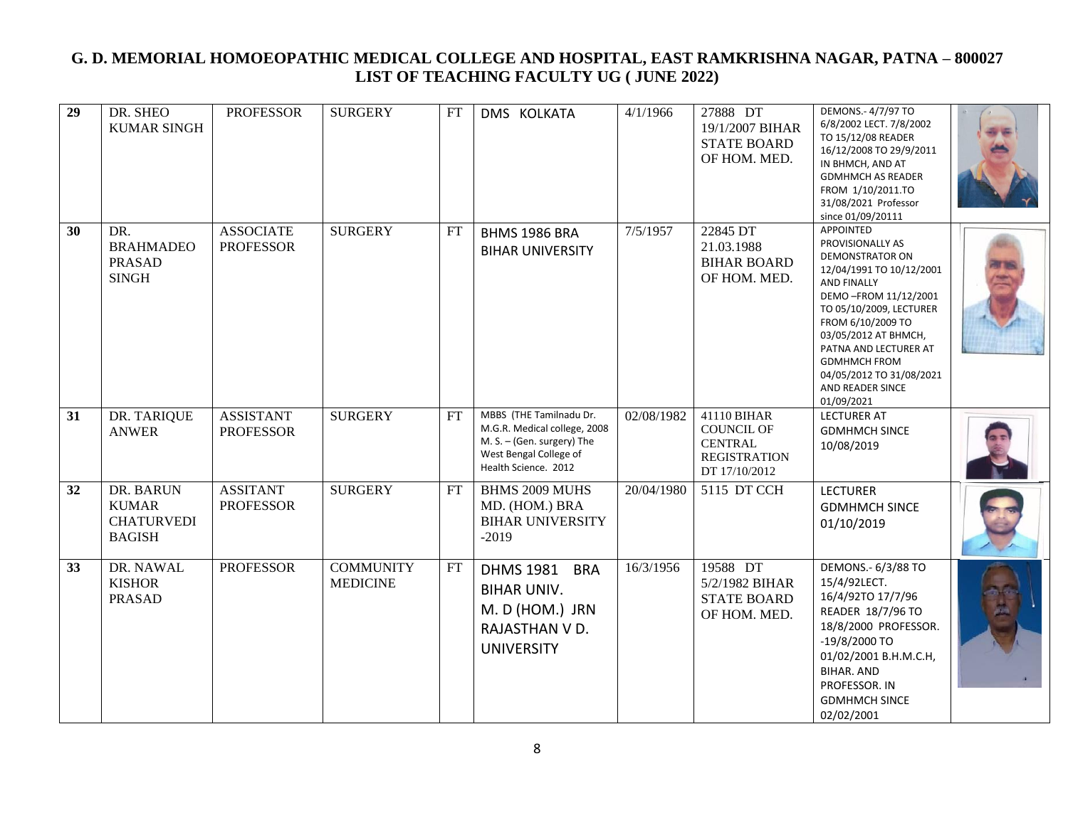# G. D. MEMORIAL HOMOEOPATHIC MEDICAL COLLEGE AND HOSPITAL, EAST RAMKRISHNA NAGAR, PATNA – 800027
## LIST OF TEACHING FACULTY UG ( JUNE 2022)

| | | | | | | | | | |
|---|---|---|---|---|---|---|---|---|---|
| 29 | DR. SHEO KUMAR SINGH | PROFESSOR | SURGERY | FT | DMS KOLKATA | 4/1/1966 | 27888 DT 19/1/2007 BIHAR STATE BOARD OF HOM. MED. | DEMONS.- 4/7/97 TO 6/8/2002 LECT. 7/8/2002 TO 15/12/08 READER 16/12/2008 TO 29/9/2011 IN BHMCH, AND AT GDMHMCH AS READER FROM 1/10/2011.TO 31/08/2021 Professor since 01/09/20111 | |
| 30 | DR. BRAHMADEO PRASAD SINGH | ASSOCIATE PROFESSOR | SURGERY | FT | BHMS 1986 BRA BIHAR UNIVERSITY | 7/5/1957 | 22845 DT 21.03.1988 BIHAR BOARD OF HOM. MED. | APPOINTED PROVISIONALLY AS DEMONSTRATOR ON 12/04/1991 TO 10/12/2001 AND FINALLY DEMO –FROM 11/12/2001 TO 05/10/2009, LECTURER FROM 6/10/2009 TO 03/05/2012 AT BHMCH, PATNA AND LECTURER AT GDMHMCH FROM 04/05/2012 TO 31/08/2021 AND READER SINCE 01/09/2021 | |
| 31 | DR. TARIQUE ANWER | ASSISTANT PROFESSOR | SURGERY | FT | MBBS (THE Tamilnadu Dr. M.G.R. Medical college, 2008 M. S. – (Gen. surgery) The West Bengal College of Health Science. 2012 | 02/08/1982 | 41110 BIHAR COUNCIL OF CENTRAL REGISTRATION DT 17/10/2012 | LECTURER AT GDMHMCH SINCE 10/08/2019 | |
| 32 | DR. BARUN KUMAR CHATURVEDI BAGISH | ASSITANT PROFESSOR | SURGERY | FT | BHMS 2009 MUHS MD. (HOM.) BRA BIHAR UNIVERSITY -2019 | 20/04/1980 | 5115 DT CCH | LECTURER GDMHMCH SINCE 01/10/2019 | |
| 33 | DR. NAWAL KISHOR PRASAD | PROFESSOR | COMMUNITY MEDICINE | FT | DHMS 1981 BRA BIHAR UNIV. M. D (HOM.) JRN RAJASTHAN V D. UNIVERSITY | 16/3/1956 | 19588 DT 5/2/1982 BIHAR STATE BOARD OF HOM. MED. | DEMONS.- 6/3/88 TO 15/4/92LECT. 16/4/92TO 17/7/96 READER 18/7/96 TO 18/8/2000 PROFESSOR. -19/8/2000 TO 01/02/2001 B.H.M.C.H, BIHAR. AND PROFESSOR. IN GDMHMCH SINCE 02/02/2001 | |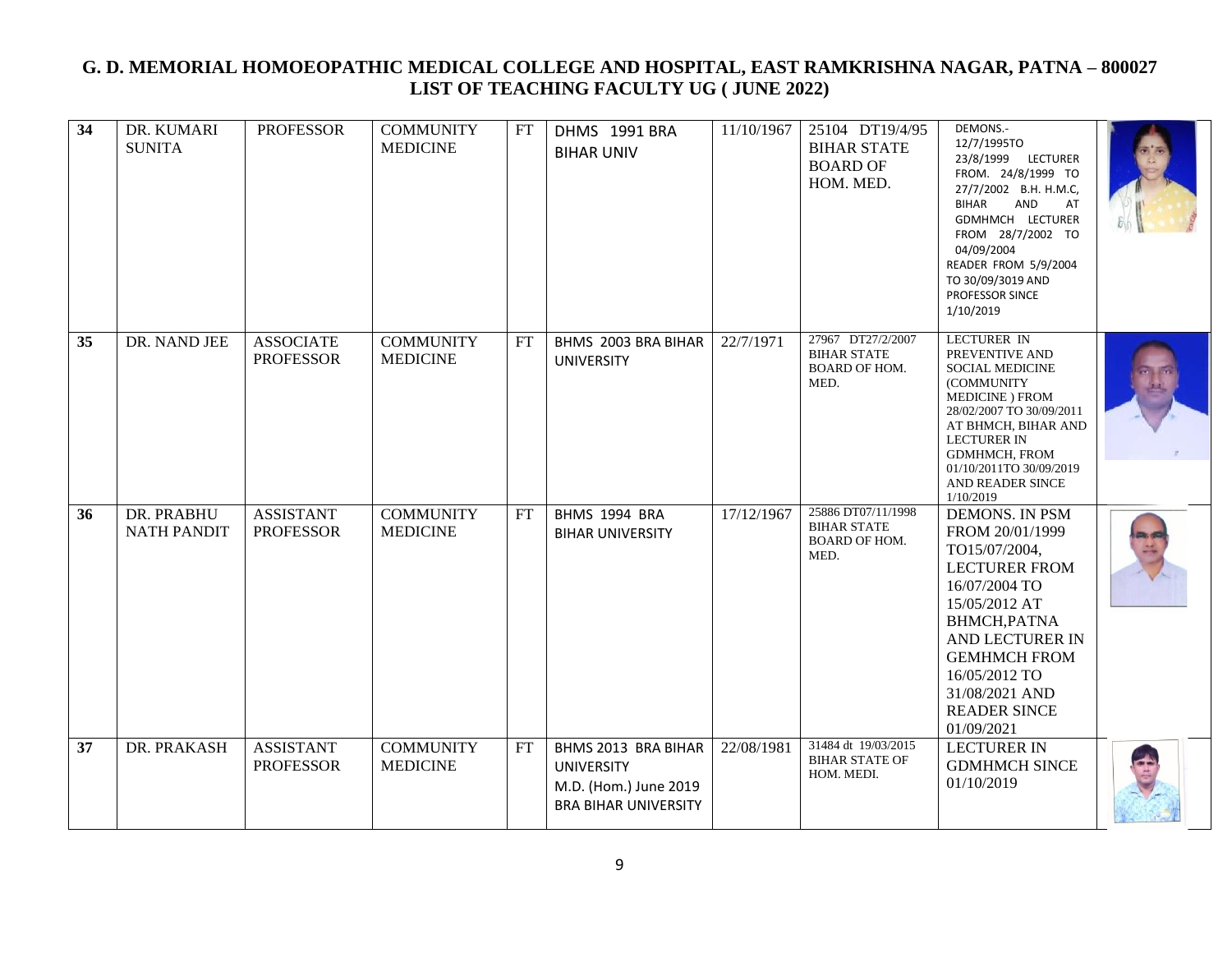# G. D. MEMORIAL HOMOEOPATHIC MEDICAL COLLEGE AND HOSPITAL, EAST RAMKRISHNA NAGAR, PATNA – 800027
## LIST OF TEACHING FACULTY UG ( JUNE 2022)

| | | | | | | | | | |
|---|---|---|---|---|---|---|---|---|---|
| 34 | DR. KUMARI SUNITA | PROFESSOR | COMMUNITY MEDICINE | FT | DHMS 1991 BRA BIHAR UNIV | 11/10/1967 | 25104 DT19/4/95 BIHAR STATE BOARD OF HOM. MED. | DEMONS.- 12/7/1995TO 23/8/1999 LECTURER FROM. 24/8/1999 TO 27/7/2002 B.H. H.M.C, BIHAR AND AT GDMHMCH LECTURER FROM 28/7/2002 TO 04/09/2004 READER FROM 5/9/2004 TO 30/09/3019 AND PROFESSOR SINCE 1/10/2019 | |
| 35 | DR. NAND JEE | ASSOCIATE PROFESSOR | COMMUNITY MEDICINE | FT | BHMS 2003 BRA BIHAR UNIVERSITY | 22/7/1971 | 27967 DT27/2/2007 BIHAR STATE BOARD OF HOM. MED. | LECTURER IN PREVENTIVE AND SOCIAL MEDICINE (COMMUNITY MEDICINE ) FROM 28/02/2007 TO 30/09/2011 AT BHMCH, BIHAR AND LECTURER IN GDMHMCH, FROM 01/10/2011TO 30/09/2019 AND READER SINCE 1/10/2019 | |
| 36 | DR. PRABHU NATH PANDIT | ASSISTANT PROFESSOR | COMMUNITY MEDICINE | FT | BHMS 1994 BRA BIHAR UNIVERSITY | 17/12/1967 | 25886 DT07/11/1998 BIHAR STATE BOARD OF HOM. MED. | DEMONS. IN PSM FROM 20/01/1999 TO15/07/2004, LECTURER FROM 16/07/2004 TO 15/05/2012 AT BHMCH,PATNA AND LECTURER IN GEMHMCH FROM 16/05/2012 TO 31/08/2021 AND READER SINCE 01/09/2021 | |
| 37 | DR. PRAKASH | ASSISTANT PROFESSOR | COMMUNITY MEDICINE | FT | BHMS 2013 BRA BIHAR UNIVERSITY M.D. (Hom.) June 2019 BRA BIHAR UNIVERSITY | 22/08/1981 | 31484 dt 19/03/2015 BIHAR STATE OF HOM. MEDI. | LECTURER IN GDMHMCH SINCE 01/10/2019 | |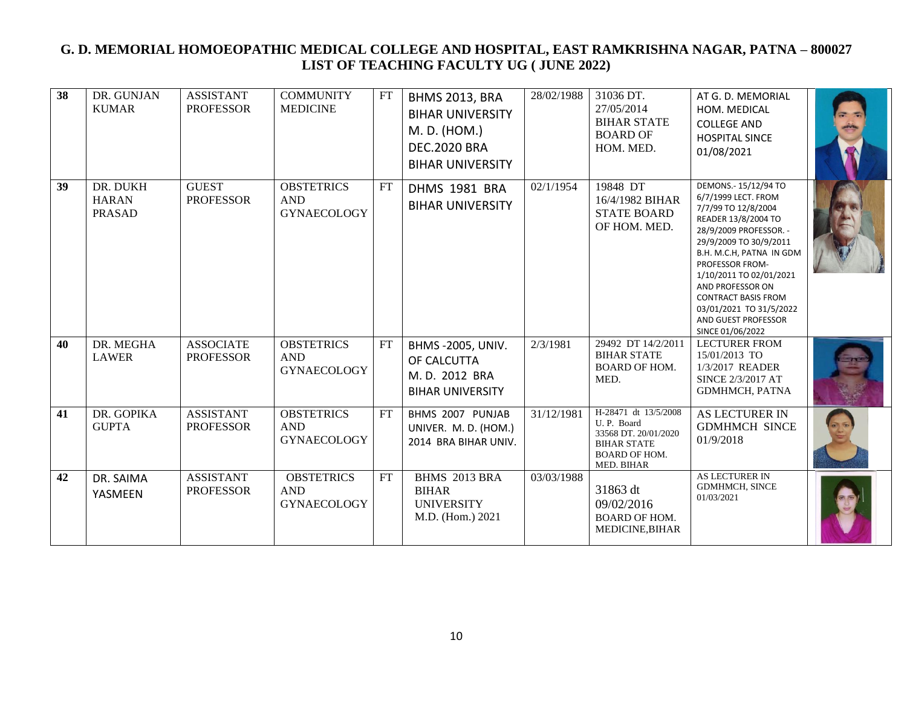# G. D. MEMORIAL HOMOEOPATHIC MEDICAL COLLEGE AND HOSPITAL, EAST RAMKRISHNA NAGAR, PATNA – 800027
## LIST OF TEACHING FACULTY UG ( JUNE 2022)

| | | | | | | | | | |
|---|---|---|---|---|---|---|---|---|---|
| 38 | DR. GUNJAN KUMAR | ASSISTANT PROFESSOR | COMMUNITY MEDICINE | FT | BHMS 2013, BRA BIHAR UNIVERSITY M. D. (HOM.) DEC.2020 BRA BIHAR UNIVERSITY | 28/02/1988 | 31036 DT. 27/05/2014 BIHAR STATE BOARD OF HOM. MED. | AT G. D. MEMORIAL HOM. MEDICAL COLLEGE AND HOSPITAL SINCE 01/08/2021 | |
| 39 | DR. DUKH HARAN PRASAD | GUEST PROFESSOR | OBSTETRICS AND GYNAECOLOGY | FT | DHMS 1981 BRA BIHAR UNIVERSITY | 02/1/1954 | 19848 DT 16/4/1982 BIHAR STATE BOARD OF HOM. MED. | DEMONS.- 15/12/94 TO 6/7/1999 LECT. FROM 7/7/99 TO 12/8/2004 READER 13/8/2004 TO 28/9/2009 PROFESSOR. - 29/9/2009 TO 30/9/2011 B.H. M.C.H, PATNA IN GDM PROFESSOR FROM- 1/10/2011 TO 02/01/2021 AND PROFESSOR ON CONTRACT BASIS FROM 03/01/2021 TO 31/5/2022 AND GUEST PROFESSOR SINCE 01/06/2022 | |
| 40 | DR. MEGHA LAWER | ASSOCIATE PROFESSOR | OBSTETRICS AND GYNAECOLOGY | FT | BHMS -2005, UNIV. OF CALCUTTA M. D. 2012 BRA BIHAR UNIVERSITY | 2/3/1981 | 29492 DT 14/2/2011 BIHAR STATE BOARD OF HOM. MED. | LECTURER FROM 15/01/2013 TO 1/3/2017 READER SINCE 2/3/2017 AT GDMHMCH, PATNA | |
| 41 | DR. GOPIKA GUPTA | ASSISTANT PROFESSOR | OBSTETRICS AND GYNAECOLOGY | FT | BHMS 2007 PUNJAB UNIVER. M. D. (HOM.) 2014 BRA BIHAR UNIV. | 31/12/1981 | H-28471 dt 13/5/2008 U. P. Board 33568 DT. 20/01/2020 BIHAR STATE BOARD OF HOM. MED. BIHAR | AS LECTURER IN GDMHMCH SINCE 01/9/2018 | |
| 42 | DR. SAIMA YASMEEN | ASSISTANT PROFESSOR | OBSTETRICS AND GYNAECOLOGY | FT | BHMS 2013 BRA BIHAR UNIVERSITY M.D. (Hom.) 2021 | 03/03/1988 | 31863 dt 09/02/2016 BOARD OF HOM. MEDICINE,BIHAR | AS LECTURER IN GDMHMCH, SINCE 01/03/2021 | |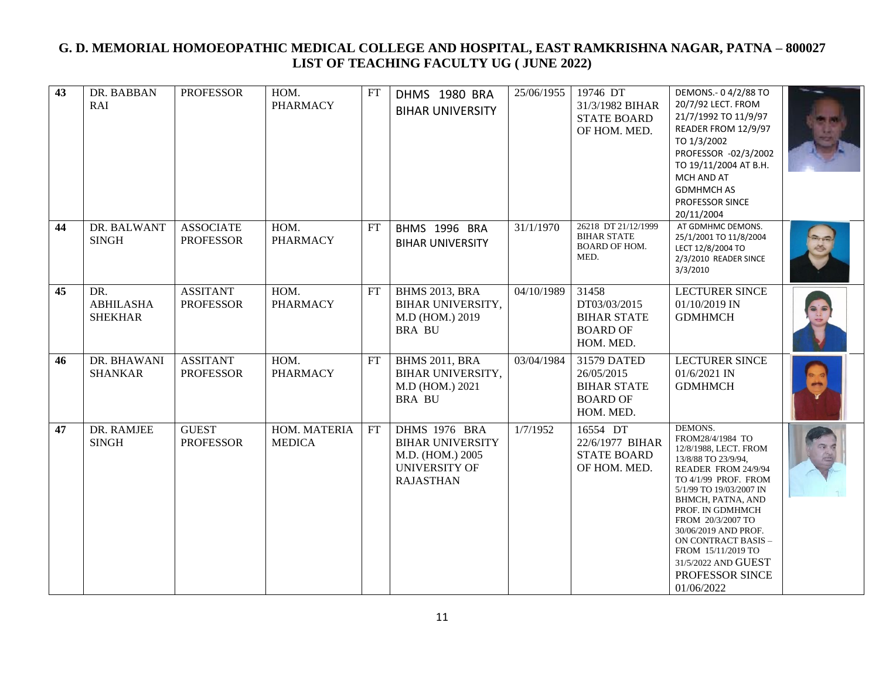# G. D. MEMORIAL HOMOEOPATHIC MEDICAL COLLEGE AND HOSPITAL, EAST RAMKRISHNA NAGAR, PATNA – 800027

## LIST OF TEACHING FACULTY UG ( JUNE 2022)

| | | | | | | | | | |
|---|---|---|---|---|---|---|---|---|---|
| 43 | DR. BABBAN RAI | PROFESSOR | HOM. PHARMACY | FT | DHMS 1980 BRA BIHAR UNIVERSITY | 25/06/1955 | 19746 DT 31/3/1982 BIHAR STATE BOARD OF HOM. MED. | DEMONS.- 0 4/2/88 TO 20/7/92 LECT. FROM 21/7/1992 TO 11/9/97 READER FROM 12/9/97 TO 1/3/2002 PROFESSOR -02/3/2002 TO 19/11/2004 AT B.H. MCH AND AT GDMHMCH AS PROFESSOR SINCE 20/11/2004 | |
| 44 | DR. BALWANT SINGH | ASSOCIATE PROFESSOR | HOM. PHARMACY | FT | BHMS 1996 BRA BIHAR UNIVERSITY | 31/1/1970 | 26218 DT 21/12/1999 BIHAR STATE BOARD OF HOM. MED. | AT GDMHMC DEMONS. 25/1/2001 TO 11/8/2004 LECT 12/8/2004 TO 2/3/2010 READER SINCE 3/3/2010 | |
| 45 | DR. ABHILASHA SHEKHAR | ASSITANT PROFESSOR | HOM. PHARMACY | FT | BHMS 2013, BRA BIHAR UNIVERSITY, M.D (HOM.) 2019 BRA BU | 04/10/1989 | 31458 DT03/03/2015 BIHAR STATE BOARD OF HOM. MED. | LECTURER SINCE 01/10/2019 IN GDMHMCH | |
| 46 | DR. BHAWANI SHANKAR | ASSITANT PROFESSOR | HOM. PHARMACY | FT | BHMS 2011, BRA BIHAR UNIVERSITY, M.D (HOM.) 2021 BRA BU | 03/04/1984 | 31579 DATED 26/05/2015 BIHAR STATE BOARD OF HOM. MED. | LECTURER SINCE 01/6/2021 IN GDMHMCH | |
| 47 | DR. RAMJEE SINGH | GUEST PROFESSOR | HOM. MATERIA MEDICA | FT | DHMS 1976 BRA BIHAR UNIVERSITY M.D. (HOM.) 2005 UNIVERSITY OF RAJASTHAN | 1/7/1952 | 16554 DT 22/6/1977 BIHAR STATE BOARD OF HOM. MED. | DEMONS. FROM28/4/1984 TO 12/8/1988, LECT. FROM 13/8/88 TO 23/9/94, READER FROM 24/9/94 TO 4/1/99 PROF. FROM 5/1/99 TO 19/03/2007 IN BHMCH, PATNA, AND PROF. IN GDMHMCH FROM 20/3/2007 TO 30/06/2019 AND PROF. ON CONTRACT BASIS – FROM 15/11/2019 TO 31/5/2022 AND GUEST PROFESSOR SINCE 01/06/2022 | |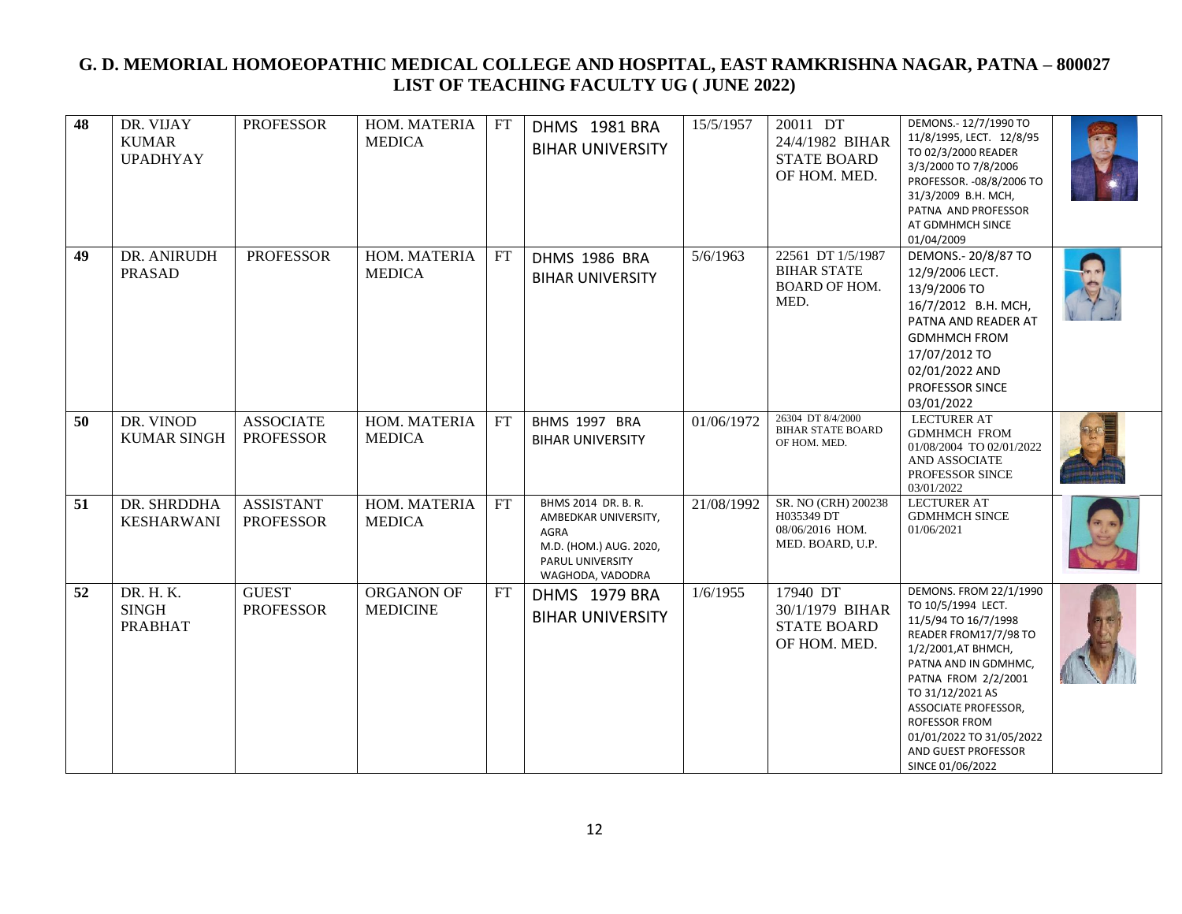# G. D. MEMORIAL HOMOEOPATHIC MEDICAL COLLEGE AND HOSPITAL, EAST RAMKRISHNA NAGAR, PATNA – 800027
## LIST OF TEACHING FACULTY UG ( JUNE 2022)

| | | | | | | | | | |
|---|---|---|---|---|---|---|---|---|---|
| 48 | DR. VIJAY KUMAR UPADHYAY | PROFESSOR | HOM. MATERIA MEDICA | FT | DHMS 1981 BRA BIHAR UNIVERSITY | 15/5/1957 | 20011 DT 24/4/1982 BIHAR STATE BOARD OF HOM. MED. | DEMONS.- 12/7/1990 TO 11/8/1995, LECT. 12/8/95 TO 02/3/2000 READER 3/3/2000 TO 7/8/2006 PROFESSOR. -08/8/2006 TO 31/3/2009 B.H. MCH, PATNA AND PROFESSOR AT GDMHMCH SINCE 01/04/2009 | |
| 49 | DR. ANIRUDH PRASAD | PROFESSOR | HOM. MATERIA MEDICA | FT | DHMS 1986 BRA BIHAR UNIVERSITY | 5/6/1963 | 22561 DT 1/5/1987 BIHAR STATE BOARD OF HOM. MED. | DEMONS.- 20/8/87 TO 12/9/2006 LECT. 13/9/2006 TO 16/7/2012 B.H. MCH, PATNA AND READER AT GDMHMCH FROM 17/07/2012 TO 02/01/2022 AND PROFESSOR SINCE 03/01/2022 | |
| 50 | DR. VINOD KUMAR SINGH | ASSOCIATE PROFESSOR | HOM. MATERIA MEDICA | FT | BHMS 1997 BRA BIHAR UNIVERSITY | 01/06/1972 | 26304 DT 8/4/2000 BIHAR STATE BOARD OF HOM. MED. | LECTURER AT GDMHMCH FROM 01/08/2004 TO 02/01/2022 AND ASSOCIATE PROFESSOR SINCE 03/01/2022 | |
| 51 | DR. SHRDDHA KESHARWANI | ASSISTANT PROFESSOR | HOM. MATERIA MEDICA | FT | BHMS 2014 DR. B. R. AMBEDKAR UNIVERSITY, AGRA M.D. (HOM.) AUG. 2020, PARUL UNIVERSITY WAGHODA, VADODRA | 21/08/1992 | SR. NO (CRH) 200238 H035349 DT 08/06/2016 HOM. MED. BOARD, U.P. | LECTURER AT GDMHMCH SINCE 01/06/2021 | |
| 52 | DR. H. K. SINGH PRABHAT | GUEST PROFESSOR | ORGANON OF MEDICINE | FT | DHMS 1979 BRA BIHAR UNIVERSITY | 1/6/1955 | 17940 DT 30/1/1979 BIHAR STATE BOARD OF HOM. MED. | DEMONS. FROM 22/1/1990 TO 10/5/1994 LECT. 11/5/94 TO 16/7/1998 READER FROM17/7/98 TO 1/2/2001,AT BHMCH, PATNA AND IN GDMHMC, PATNA FROM 2/2/2001 TO 31/12/2021 AS ASSOCIATE PROFESSOR, ROFESSOR FROM 01/01/2022 TO 31/05/2022 AND GUEST PROFESSOR SINCE 01/06/2022 | |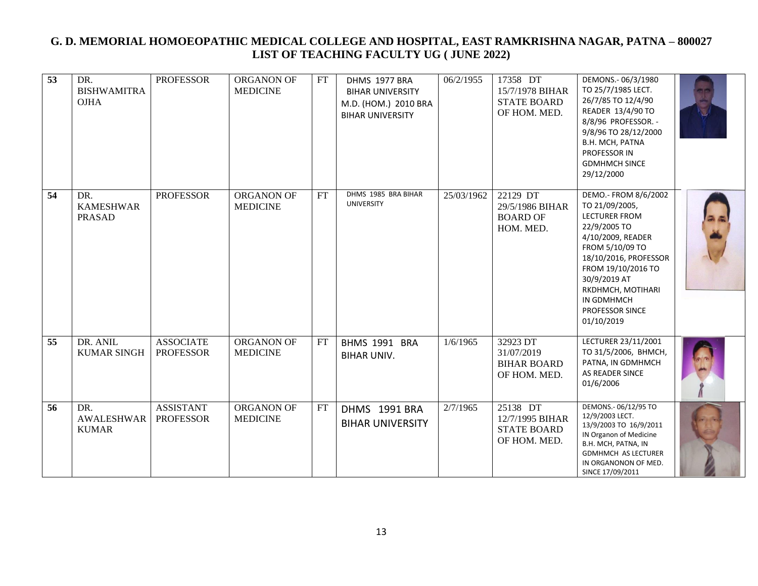# G. D. MEMORIAL HOMOEOPATHIC MEDICAL COLLEGE AND HOSPITAL, EAST RAMKRISHNA NAGAR, PATNA – 800027
## LIST OF TEACHING FACULTY UG ( JUNE 2022)

| | | | | | | | | | |
|---|---|---|---|---|---|---|---|---|---|
| 53 | DR. BISHWAMITRA OJHA | PROFESSOR | ORGANON OF MEDICINE | FT | DHMS 1977 BRA BIHAR UNIVERSITY M.D. (HOM.) 2010 BRA BIHAR UNIVERSITY | 06/2/1955 | 17358 DT 15/7/1978 BIHAR STATE BOARD OF HOM. MED. | DEMONS.- 06/3/1980 TO 25/7/1985 LECT. 26/7/85 TO 12/4/90 READER 13/4/90 TO 8/8/96 PROFESSOR. - 9/8/96 TO 28/12/2000 B.H. MCH, PATNA PROFESSOR IN GDMHMCH SINCE 29/12/2000 | |
| 54 | DR. KAMESHWAR PRASAD | PROFESSOR | ORGANON OF MEDICINE | FT | DHMS 1985 BRA BIHAR UNIVERSITY | 25/03/1962 | 22129 DT 29/5/1986 BIHAR BOARD OF HOM. MED. | DEMO.- FROM 8/6/2002 TO 21/09/2005, LECTURER FROM 22/9/2005 TO 4/10/2009, READER FROM 5/10/09 TO 18/10/2016, PROFESSOR FROM 19/10/2016 TO 30/9/2019 AT RKDHMCH, MOTIHARI IN GDMHMCH PROFESSOR SINCE 01/10/2019 | |
| 55 | DR. ANIL KUMAR SINGH | ASSOCIATE PROFESSOR | ORGANON OF MEDICINE | FT | BHMS 1991 BRA BIHAR UNIV. | 1/6/1965 | 32923 DT 31/07/2019 BIHAR BOARD OF HOM. MED. | LECTURER 23/11/2001 TO 31/5/2006, BHMCH, PATNA, IN GDMHMCH AS READER SINCE 01/6/2006 | |
| 56 | DR. AWALESHWAR KUMAR | ASSISTANT PROFESSOR | ORGANON OF MEDICINE | FT | DHMS 1991 BRA BIHAR UNIVERSITY | 2/7/1965 | 25138 DT 12/7/1995 BIHAR STATE BOARD OF HOM. MED. | DEMONS.- 06/12/95 TO 12/9/2003 LECT. 13/9/2003 TO 16/9/2011 IN Organon of Medicine B.H. MCH, PATNA, IN GDMHMCH AS LECTURER IN ORGANONON OF MED. SINCE 17/09/2011 | |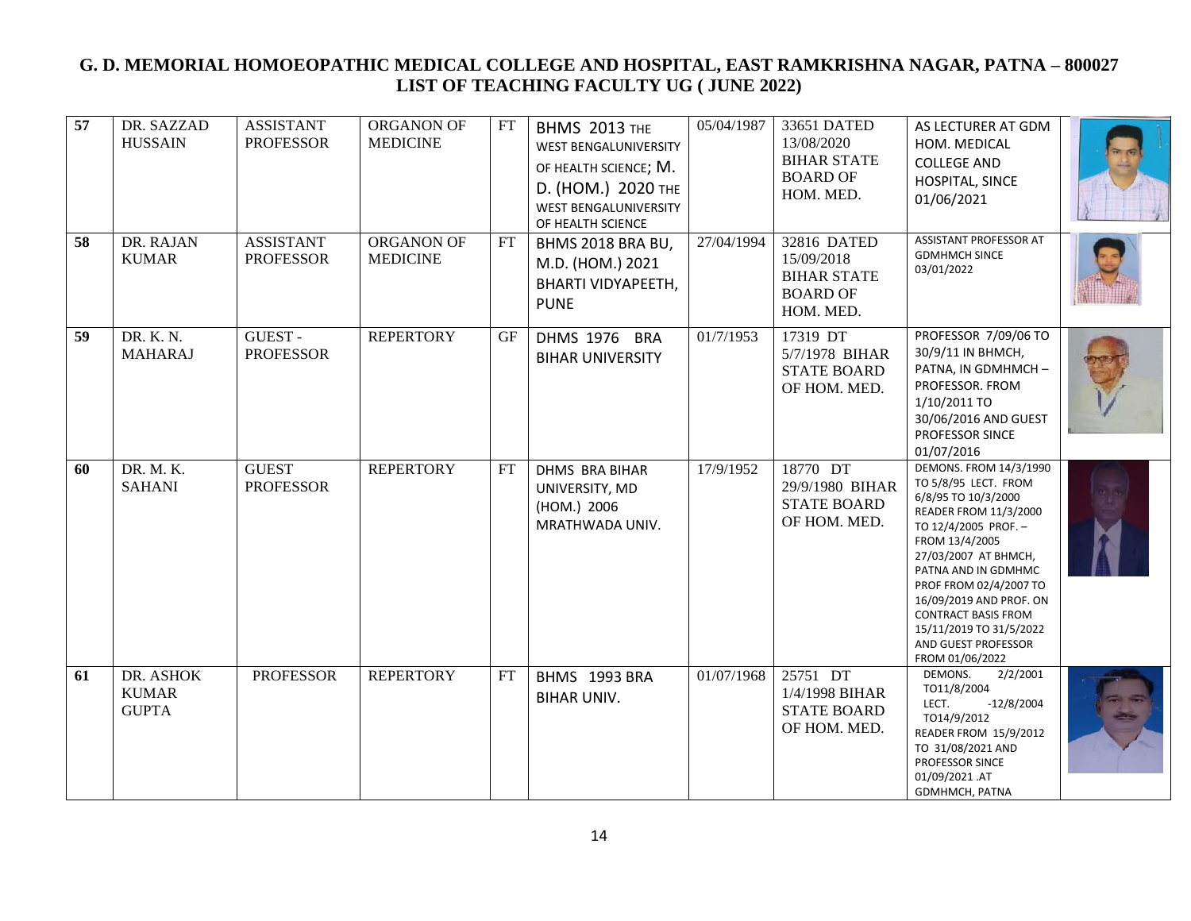# G. D. MEMORIAL HOMOEOPATHIC MEDICAL COLLEGE AND HOSPITAL, EAST RAMKRISHNA NAGAR, PATNA – 800027
## LIST OF TEACHING FACULTY UG ( JUNE 2022)

| | | | | | | | | | |
|---|---|---|---|---|---|---|---|---|---|
| 57 | DR. SAZZAD HUSSAIN | ASSISTANT PROFESSOR | ORGANON OF MEDICINE | FT | BHMS 2013 THE WEST BENGALUNIVERSITY OF HEALTH SCIENCE; M. D. (HOM.) 2020 THE WEST BENGALUNIVERSITY OF HEALTH SCIENCE | 05/04/1987 | 33651 DATED 13/08/2020 BIHAR STATE BOARD OF HOM. MED. | AS LECTURER AT GDM HOM. MEDICAL COLLEGE AND HOSPITAL, SINCE 01/06/2021 | |
| 58 | DR. RAJAN KUMAR | ASSISTANT PROFESSOR | ORGANON OF MEDICINE | FT | BHMS 2018 BRA BU, M.D. (HOM.) 2021 BHARTI VIDYAPEETH, PUNE | 27/04/1994 | 32816 DATED 15/09/2018 BIHAR STATE BOARD OF HOM. MED. | ASSISTANT PROFESSOR AT GDMHMCH SINCE 03/01/2022 | |
| 59 | DR. K. N. MAHARAJ | GUEST - PROFESSOR | REPERTORY | GF | DHMS 1976 BRA BIHAR UNIVERSITY | 01/7/1953 | 17319 DT 5/7/1978 BIHAR STATE BOARD OF HOM. MED. | PROFESSOR 7/09/06 TO 30/9/11 IN BHMCH, PATNA, IN GDMHMCH – PROFESSOR. FROM 1/10/2011 TO 30/06/2016 AND GUEST PROFESSOR SINCE 01/07/2016 | |
| 60 | DR. M. K. SAHANI | GUEST PROFESSOR | REPERTORY | FT | DHMS BRA BIHAR UNIVERSITY, MD (HOM.) 2006 MRATHWADA UNIV. | 17/9/1952 | 18770 DT 29/9/1980 BIHAR STATE BOARD OF HOM. MED. | DEMONS. FROM 14/3/1990 TO 5/8/95 LECT. FROM 6/8/95 TO 10/3/2000 READER FROM 11/3/2000 TO 12/4/2005 PROF. – FROM 13/4/2005 27/03/2007 AT BHMCH, PATNA AND IN GDMHMC PROF FROM 02/4/2007 TO 16/09/2019 AND PROF. ON CONTRACT BASIS FROM 15/11/2019 TO 31/5/2022 AND GUEST PROFESSOR FROM 01/06/2022 | |
| 61 | DR. ASHOK KUMAR GUPTA | PROFESSOR | REPERTORY | FT | BHMS 1993 BRA BIHAR UNIV. | 01/07/1968 | 25751 DT 1/4/1998 BIHAR STATE BOARD OF HOM. MED. | DEMONS. 2/2/2001 TO11/8/2004 LECT. -12/8/2004 TO14/9/2012 READER FROM 15/9/2012 TO 31/08/2021 AND PROFESSOR SINCE 01/09/2021 .AT GDMHMCH, PATNA | |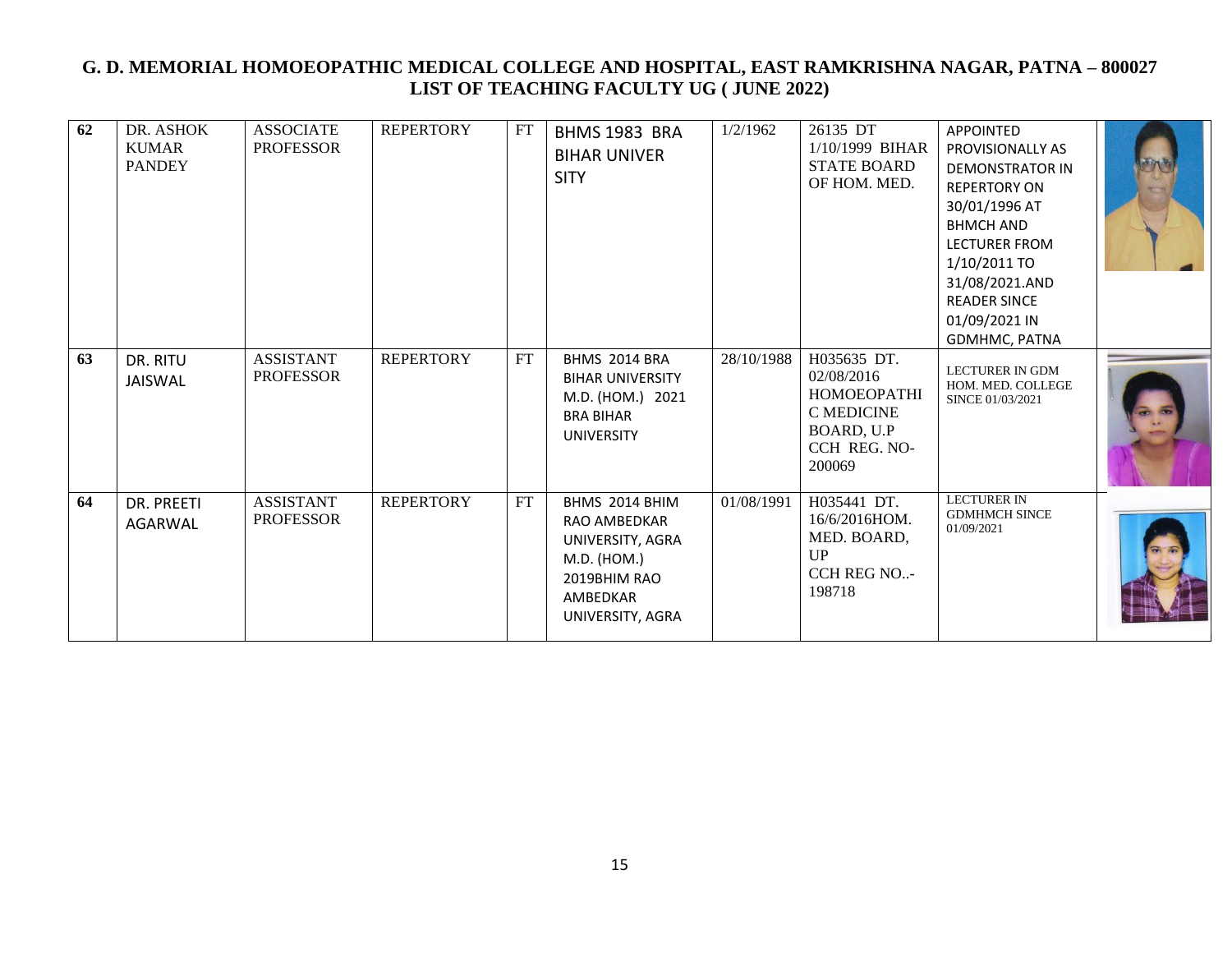# G. D. MEMORIAL HOMOEOPATHIC MEDICAL COLLEGE AND HOSPITAL, EAST RAMKRISHNA NAGAR, PATNA – 800027
## LIST OF TEACHING FACULTY UG ( JUNE 2022)

| | | | | | | | | | |
|---|---|---|---|---|---|---|---|---|---|
| **62** | DR. ASHOK KUMAR PANDEY | ASSOCIATE PROFESSOR | REPERTORY | FT | BHMS 1983 BRA BIHAR UNIVER SITY | 1/2/1962 | 26135 DT 1/10/1999 BIHAR STATE BOARD OF HOM. MED. | APPOINTED PROVISIONALLY AS DEMONSTRATOR IN REPERTORY ON 30/01/1996 AT BHMCH AND LECTURER FROM 1/10/2011 TO 31/08/2021.AND READER SINCE 01/09/2021 IN GDMHMC, PATNA | |
| **63** | DR. RITU JAISWAL | ASSISTANT PROFESSOR | REPERTORY | FT | BHMS 2014 BRA BIHAR UNIVERSITY M.D. (HOM.) 2021 BRA BIHAR UNIVERSITY | 28/10/1988 | H035635 DT. 02/08/2016 HOMOEOPATHI C MEDICINE BOARD, U.P CCH REG. NO- 200069 | LECTURER IN GDM HOM. MED. COLLEGE SINCE 01/03/2021 | |
| **64** | DR. PREETI AGARWAL | ASSISTANT PROFESSOR | REPERTORY | FT | BHMS 2014 BHIM RAO AMBEDKAR UNIVERSITY, AGRA M.D. (HOM.) 2019BHIM RAO AMBEDKAR UNIVERSITY, AGRA | 01/08/1991 | H035441 DT. 16/6/2016HOM. MED. BOARD, UP CCH REG NO..- 198718 | LECTURER IN GDMHMCH SINCE 01/09/2021 | |